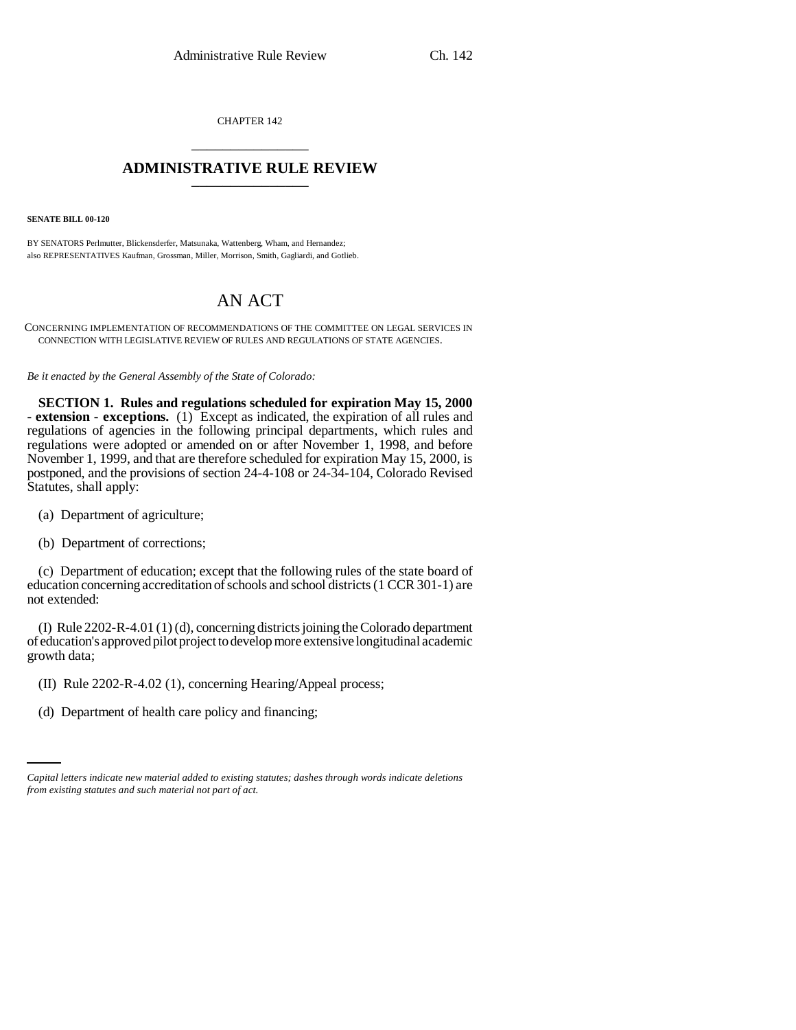CHAPTER 142

# ADMINISTRATIVE RULE REVIEW

**SENATE BILL 00-120**

BY SENATORS Perlmutter, Blickensderfer, Matsunaka, Wattenberg, Wham, and Hernandez;
also REPRESENTATIVES Kaufman, Grossman, Miller, Morrison, Smith, Gagliardi, and Gotlieb.

## AN ACT

CONCERNING IMPLEMENTATION OF RECOMMENDATIONS OF THE COMMITTEE ON LEGAL SERVICES IN CONNECTION WITH LEGISLATIVE REVIEW OF RULES AND REGULATIONS OF STATE AGENCIES.

*Be it enacted by the General Assembly of the State of Colorado:*

**SECTION 1. Rules and regulations scheduled for expiration May 15, 2000 - extension - exceptions.** (1) Except as indicated, the expiration of all rules and regulations of agencies in the following principal departments, which rules and regulations were adopted or amended on or after November 1, 1998, and before November 1, 1999, and that are therefore scheduled for expiration May 15, 2000, is postponed, and the provisions of section 24-4-108 or 24-34-104, Colorado Revised Statutes, shall apply:

(a) Department of agriculture;

(b) Department of corrections;

(c) Department of education; except that the following rules of the state board of education concerning accreditation of schools and school districts (1 CCR 301-1) are not extended:

(I) Rule 2202-R-4.01 (1) (d), concerning districts joining the Colorado department of education's approved pilot project to develop more extensive longitudinal academic growth data;

(II) Rule 2202-R-4.02 (1), concerning Hearing/Appeal process;

(d) Department of health care policy and financing;

*Capital letters indicate new material added to existing statutes; dashes through words indicate deletions from existing statutes and such material not part of act.*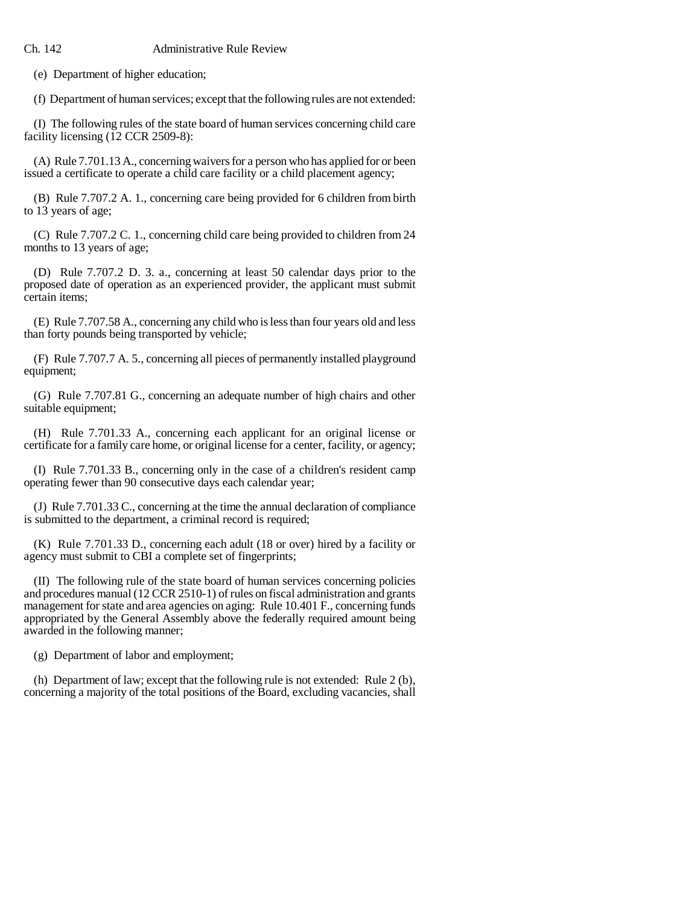(e) Department of higher education;

(f) Department of human services; except that the following rules are not extended:

(I) The following rules of the state board of human services concerning child care facility licensing (12 CCR 2509-8):

(A) Rule 7.701.13 A., concerning waivers for a person who has applied for or been issued a certificate to operate a child care facility or a child placement agency;

(B) Rule 7.707.2 A. 1., concerning care being provided for 6 children from birth to 13 years of age;

(C) Rule 7.707.2 C. 1., concerning child care being provided to children from 24 months to 13 years of age;

(D) Rule 7.707.2 D. 3. a., concerning at least 50 calendar days prior to the proposed date of operation as an experienced provider, the applicant must submit certain items;

(E) Rule 7.707.58 A., concerning any child who is less than four years old and less than forty pounds being transported by vehicle;

(F) Rule 7.707.7 A. 5., concerning all pieces of permanently installed playground equipment;

(G) Rule 7.707.81 G., concerning an adequate number of high chairs and other suitable equipment;

(H) Rule 7.701.33 A., concerning each applicant for an original license or certificate for a family care home, or original license for a center, facility, or agency;

(I) Rule 7.701.33 B., concerning only in the case of a children's resident camp operating fewer than 90 consecutive days each calendar year;

(J) Rule 7.701.33 C., concerning at the time the annual declaration of compliance is submitted to the department, a criminal record is required;

(K) Rule 7.701.33 D., concerning each adult (18 or over) hired by a facility or agency must submit to CBI a complete set of fingerprints;

(II) The following rule of the state board of human services concerning policies and procedures manual (12 CCR 2510-1) of rules on fiscal administration and grants management for state and area agencies on aging: Rule 10.401 F., concerning funds appropriated by the General Assembly above the federally required amount being awarded in the following manner;

(g) Department of labor and employment;

(h) Department of law; except that the following rule is not extended: Rule 2 (b), concerning a majority of the total positions of the Board, excluding vacancies, shall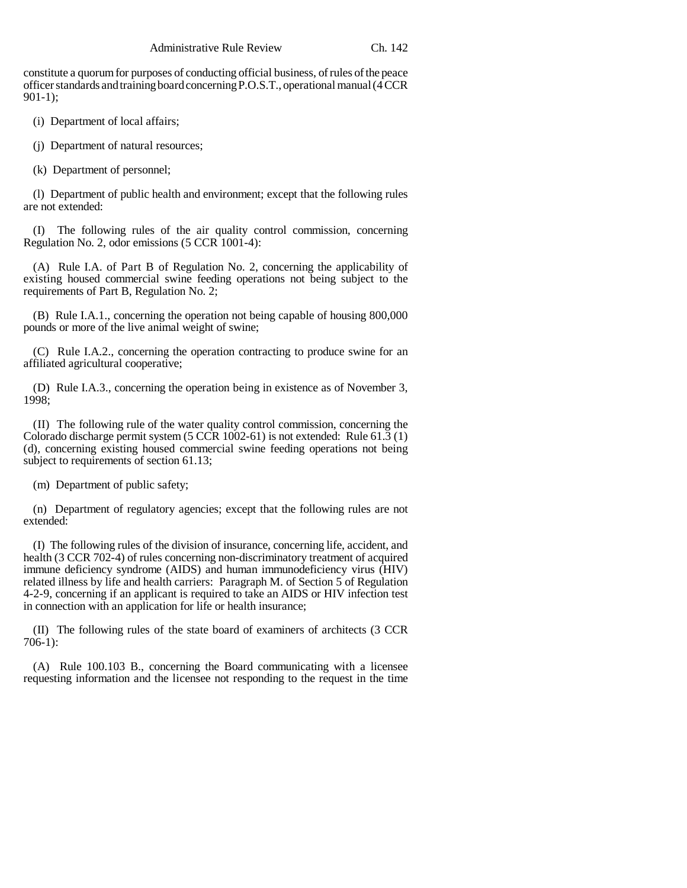constitute a quorum for purposes of conducting official business, of rules of the peace officer standards and training board concerning P.O.S.T., operational manual (4 CCR 901-1);

(i) Department of local affairs;

(j) Department of natural resources;

(k) Department of personnel;

(l) Department of public health and environment; except that the following rules are not extended:

(I) The following rules of the air quality control commission, concerning Regulation No. 2, odor emissions (5 CCR 1001-4):

(A) Rule I.A. of Part B of Regulation No. 2, concerning the applicability of existing housed commercial swine feeding operations not being subject to the requirements of Part B, Regulation No. 2;

(B) Rule I.A.1., concerning the operation not being capable of housing 800,000 pounds or more of the live animal weight of swine;

(C) Rule I.A.2., concerning the operation contracting to produce swine for an affiliated agricultural cooperative;

(D) Rule I.A.3., concerning the operation being in existence as of November 3, 1998;

(II) The following rule of the water quality control commission, concerning the Colorado discharge permit system (5 CCR 1002-61) is not extended: Rule 61.3 (1) (d), concerning existing housed commercial swine feeding operations not being subject to requirements of section 61.13;

(m) Department of public safety;

(n) Department of regulatory agencies; except that the following rules are not extended:

(I) The following rules of the division of insurance, concerning life, accident, and health (3 CCR 702-4) of rules concerning non-discriminatory treatment of acquired immune deficiency syndrome (AIDS) and human immunodeficiency virus (HIV) related illness by life and health carriers: Paragraph M. of Section 5 of Regulation 4-2-9, concerning if an applicant is required to take an AIDS or HIV infection test in connection with an application for life or health insurance;

(II) The following rules of the state board of examiners of architects (3 CCR 706-1):

(A) Rule 100.103 B., concerning the Board communicating with a licensee requesting information and the licensee not responding to the request in the time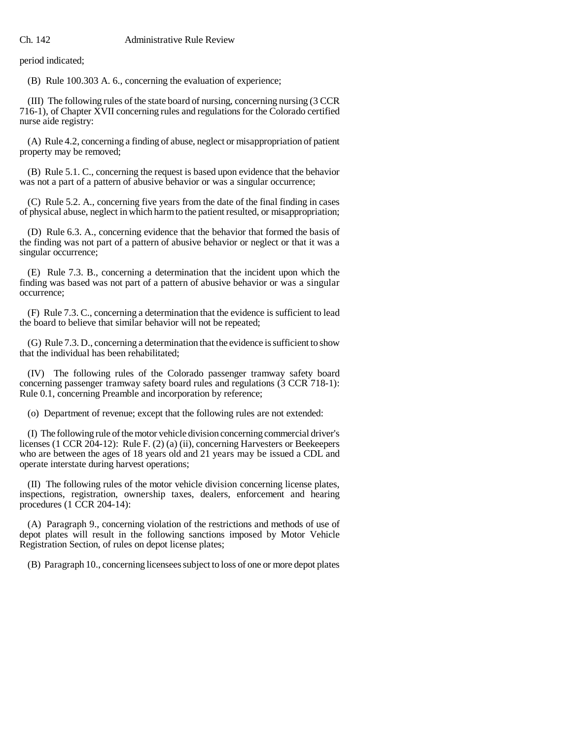period indicated;

(B) Rule 100.303 A. 6., concerning the evaluation of experience;

(III) The following rules of the state board of nursing, concerning nursing (3 CCR 716-1), of Chapter XVII concerning rules and regulations for the Colorado certified nurse aide registry:

(A) Rule 4.2, concerning a finding of abuse, neglect or misappropriation of patient property may be removed;

(B) Rule 5.1. C., concerning the request is based upon evidence that the behavior was not a part of a pattern of abusive behavior or was a singular occurrence;

(C) Rule 5.2. A., concerning five years from the date of the final finding in cases of physical abuse, neglect in which harm to the patient resulted, or misappropriation;

(D) Rule 6.3. A., concerning evidence that the behavior that formed the basis of the finding was not part of a pattern of abusive behavior or neglect or that it was a singular occurrence;

(E) Rule 7.3. B., concerning a determination that the incident upon which the finding was based was not part of a pattern of abusive behavior or was a singular occurrence;

(F) Rule 7.3. C., concerning a determination that the evidence is sufficient to lead the board to believe that similar behavior will not be repeated;

(G) Rule 7.3. D., concerning a determination that the evidence is sufficient to show that the individual has been rehabilitated;

(IV) The following rules of the Colorado passenger tramway safety board concerning passenger tramway safety board rules and regulations (3 CCR 718-1): Rule 0.1, concerning Preamble and incorporation by reference;

(o) Department of revenue; except that the following rules are not extended:

(I) The following rule of the motor vehicle division concerning commercial driver's licenses (1 CCR 204-12): Rule F. (2) (a) (ii), concerning Harvesters or Beekeepers who are between the ages of 18 years old and 21 years may be issued a CDL and operate interstate during harvest operations;

(II) The following rules of the motor vehicle division concerning license plates, inspections, registration, ownership taxes, dealers, enforcement and hearing procedures (1 CCR 204-14):

(A) Paragraph 9., concerning violation of the restrictions and methods of use of depot plates will result in the following sanctions imposed by Motor Vehicle Registration Section, of rules on depot license plates;

(B) Paragraph 10., concerning licensees subject to loss of one or more depot plates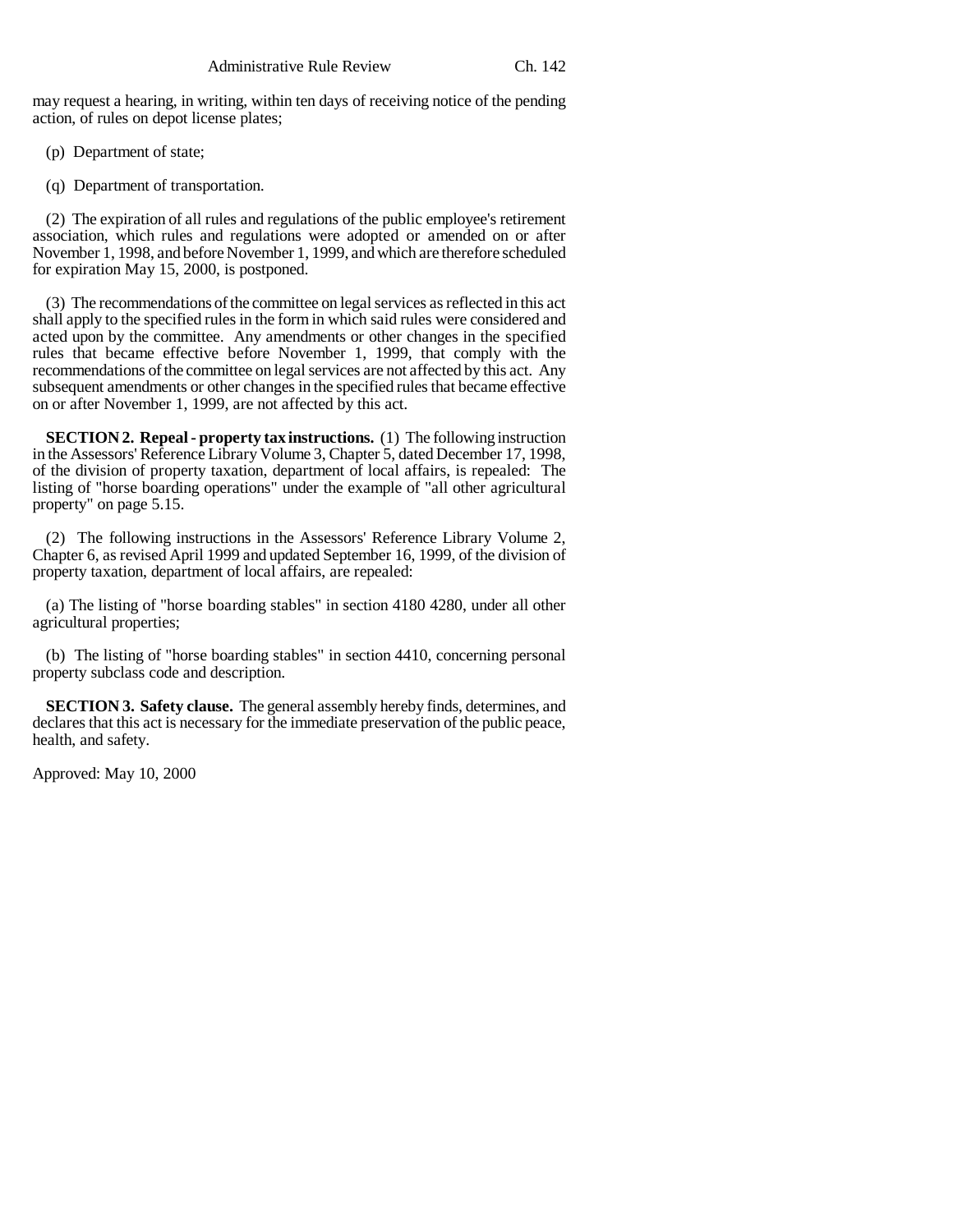may request a hearing, in writing, within ten days of receiving notice of the pending action, of rules on depot license plates;

(p) Department of state;

(q) Department of transportation.

(2) The expiration of all rules and regulations of the public employee's retirement association, which rules and regulations were adopted or amended on or after November 1, 1998, and before November 1, 1999, and which are therefore scheduled for expiration May 15, 2000, is postponed.

(3) The recommendations of the committee on legal services as reflected in this act shall apply to the specified rules in the form in which said rules were considered and acted upon by the committee. Any amendments or other changes in the specified rules that became effective before November 1, 1999, that comply with the recommendations of the committee on legal services are not affected by this act. Any subsequent amendments or other changes in the specified rules that became effective on or after November 1, 1999, are not affected by this act.

**SECTION 2. Repeal - property tax instructions.** (1) The following instruction in the Assessors' Reference Library Volume 3, Chapter 5, dated December 17, 1998, of the division of property taxation, department of local affairs, is repealed: The listing of "horse boarding operations" under the example of "all other agricultural property" on page 5.15.

(2) The following instructions in the Assessors' Reference Library Volume 2, Chapter 6, as revised April 1999 and updated September 16, 1999, of the division of property taxation, department of local affairs, are repealed:

(a) The listing of "horse boarding stables" in section 4180 4280, under all other agricultural properties;

(b) The listing of "horse boarding stables" in section 4410, concerning personal property subclass code and description.

**SECTION 3. Safety clause.** The general assembly hereby finds, determines, and declares that this act is necessary for the immediate preservation of the public peace, health, and safety.

Approved: May 10, 2000